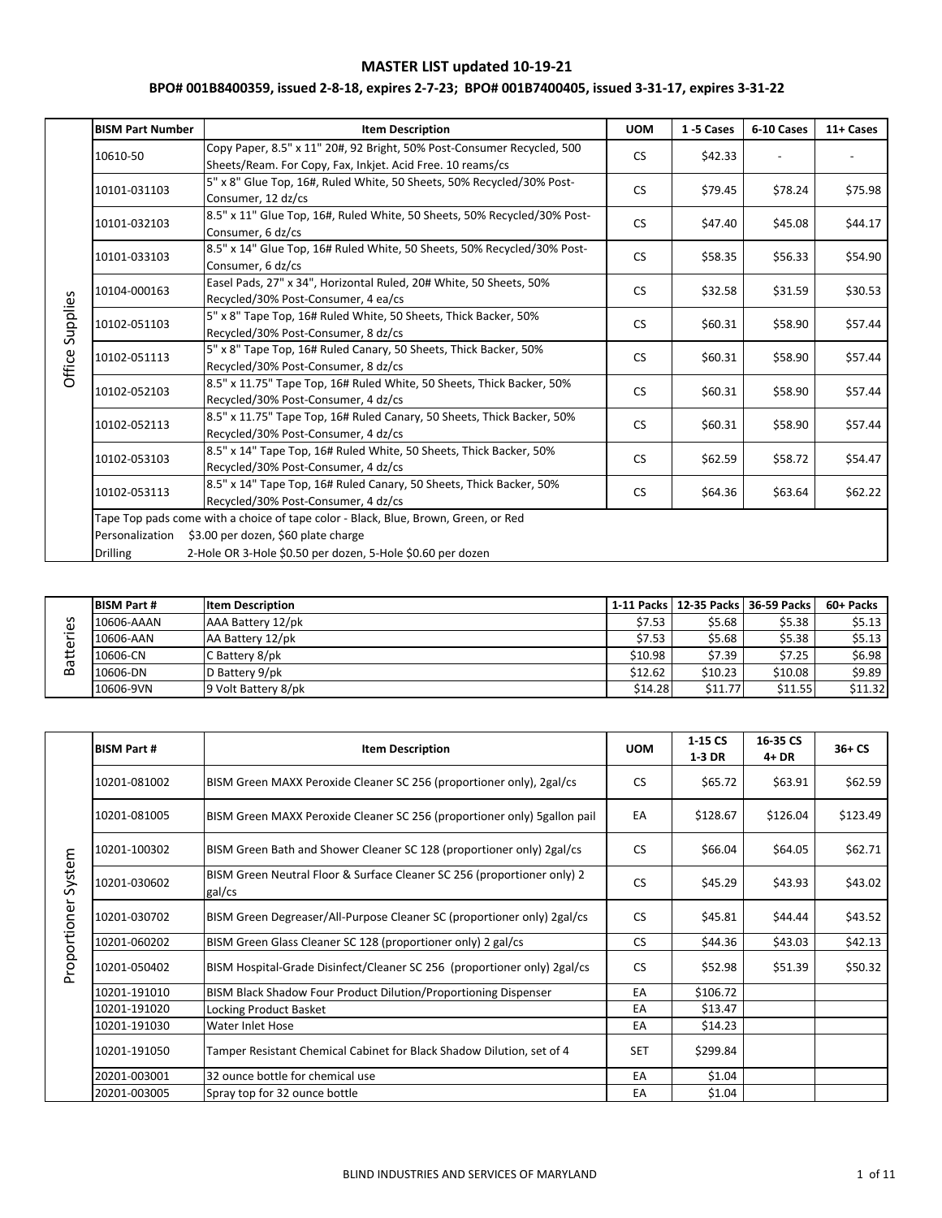# MASTER LIST updated 10-19-21

## BPO# 001B8400359, issued 2-8-18, expires 2-7-23; BPO# 001B7400405, issued 3-31-17, expires 3-31-22

### Office Supplies

| BISM Part Number | Item Description | UOM | 1 -5 Cases | 6-10 Cases | 11+ Cases |
|---|---|---|---|---|---|
| 10610-50 | Copy Paper, 8.5" x 11" 20#, 92 Bright, 50% Post-Consumer Recycled, 500 Sheets/Ream. For Copy, Fax, Inkjet. Acid Free. 10 reams/cs | CS | $42.33 | - | - |
| 10101-031103 | 5" x 8" Glue Top, 16#, Ruled White, 50 Sheets, 50% Recycled/30% Post-Consumer, 12 dz/cs | CS | $79.45 | $78.24 | $75.98 |
| 10101-032103 | 8.5" x 11" Glue Top, 16#, Ruled White, 50 Sheets, 50% Recycled/30% Post-Consumer, 6 dz/cs | CS | $47.40 | $45.08 | $44.17 |
| 10101-033103 | 8.5" x 14" Glue Top, 16# Ruled White, 50 Sheets, 50% Recycled/30% Post-Consumer, 6 dz/cs | CS | $58.35 | $56.33 | $54.90 |
| 10104-000163 | Easel Pads, 27" x 34", Horizontal Ruled, 20# White, 50 Sheets, 50% Recycled/30% Post-Consumer, 4 ea/cs | CS | $32.58 | $31.59 | $30.53 |
| 10102-051103 | 5" x 8" Tape Top, 16# Ruled White, 50 Sheets, Thick Backer, 50% Recycled/30% Post-Consumer, 8 dz/cs | CS | $60.31 | $58.90 | $57.44 |
| 10102-051113 | 5" x 8" Tape Top, 16# Ruled Canary, 50 Sheets, Thick Backer, 50% Recycled/30% Post-Consumer, 8 dz/cs | CS | $60.31 | $58.90 | $57.44 |
| 10102-052103 | 8.5" x 11.75" Tape Top, 16# Ruled White, 50 Sheets, Thick Backer, 50% Recycled/30% Post-Consumer, 4 dz/cs | CS | $60.31 | $58.90 | $57.44 |
| 10102-052113 | 8.5" x 11.75" Tape Top, 16# Ruled Canary, 50 Sheets, Thick Backer, 50% Recycled/30% Post-Consumer, 4 dz/cs | CS | $60.31 | $58.90 | $57.44 |
| 10102-053103 | 8.5" x 14" Tape Top, 16# Ruled White, 50 Sheets, Thick Backer, 50% Recycled/30% Post-Consumer, 4 dz/cs | CS | $62.59 | $58.72 | $54.47 |
| 10102-053113 | 8.5" x 14" Tape Top, 16# Ruled Canary, 50 Sheets, Thick Backer, 50% Recycled/30% Post-Consumer, 4 dz/cs | CS | $64.36 | $63.64 | $62.22 |

Tape Top pads come with a choice of tape color - Black, Blue, Brown, Green, or Red

Personalization $3.00 per dozen, $60 plate charge

Drilling 2-Hole OR 3-Hole $0.50 per dozen, 5-Hole $0.60 per dozen

### Batteries

| BISM Part # | Item Description | 1-11 Packs | 12-35 Packs | 36-59 Packs | 60+ Packs |
|---|---|---|---|---|---|
| 10606-AAAN | AAA Battery 12/pk | $7.53 | $5.68 | $5.38 | $5.13 |
| 10606-AAN | AA Battery 12/pk | $7.53 | $5.68 | $5.38 | $5.13 |
| 10606-CN | C Battery 8/pk | $10.98 | $7.39 | $7.25 | $6.98 |
| 10606-DN | D Battery 9/pk | $12.62 | $10.23 | $10.08 | $9.89 |
| 10606-9VN | 9 Volt Battery 8/pk | $14.28 | $11.77 | $11.55 | $11.32 |

### Proportioner System

| BISM Part # | Item Description | UOM | 1-15 CS 1-3 DR | 16-35 CS 4+ DR | 36+ CS |
|---|---|---|---|---|---|
| 10201-081002 | BISM Green MAXX Peroxide Cleaner SC 256 (proportioner only), 2gal/cs | CS | $65.72 | $63.91 | $62.59 |
| 10201-081005 | BISM Green MAXX Peroxide Cleaner SC 256 (proportioner only) 5gallon pail | EA | $128.67 | $126.04 | $123.49 |
| 10201-100302 | BISM Green Bath and Shower Cleaner SC 128 (proportioner only) 2gal/cs | CS | $66.04 | $64.05 | $62.71 |
| 10201-030602 | BISM Green Neutral Floor & Surface Cleaner SC 256 (proportioner only) 2 gal/cs | CS | $45.29 | $43.93 | $43.02 |
| 10201-030702 | BISM Green Degreaser/All-Purpose Cleaner SC (proportioner only) 2gal/cs | CS | $45.81 | $44.44 | $43.52 |
| 10201-060202 | BISM Green Glass Cleaner SC 128 (proportioner only) 2 gal/cs | CS | $44.36 | $43.03 | $42.13 |
| 10201-050402 | BISM Hospital-Grade Disinfect/Cleaner SC 256 (proportioner only) 2gal/cs | CS | $52.98 | $51.39 | $50.32 |
| 10201-191010 | BISM Black Shadow Four Product Dilution/Proportioning Dispenser | EA | $106.72 | | |
| 10201-191020 | Locking Product Basket | EA | $13.47 | | |
| 10201-191030 | Water Inlet Hose | EA | $14.23 | | |
| 10201-191050 | Tamper Resistant Chemical Cabinet for Black Shadow Dilution, set of 4 | SET | $299.84 | | |
| 20201-003001 | 32 ounce bottle for chemical use | EA | $1.04 | | |
| 20201-003005 | Spray top for 32 ounce bottle | EA | $1.04 | | |

BLIND INDUSTRIES AND SERVICES OF MARYLAND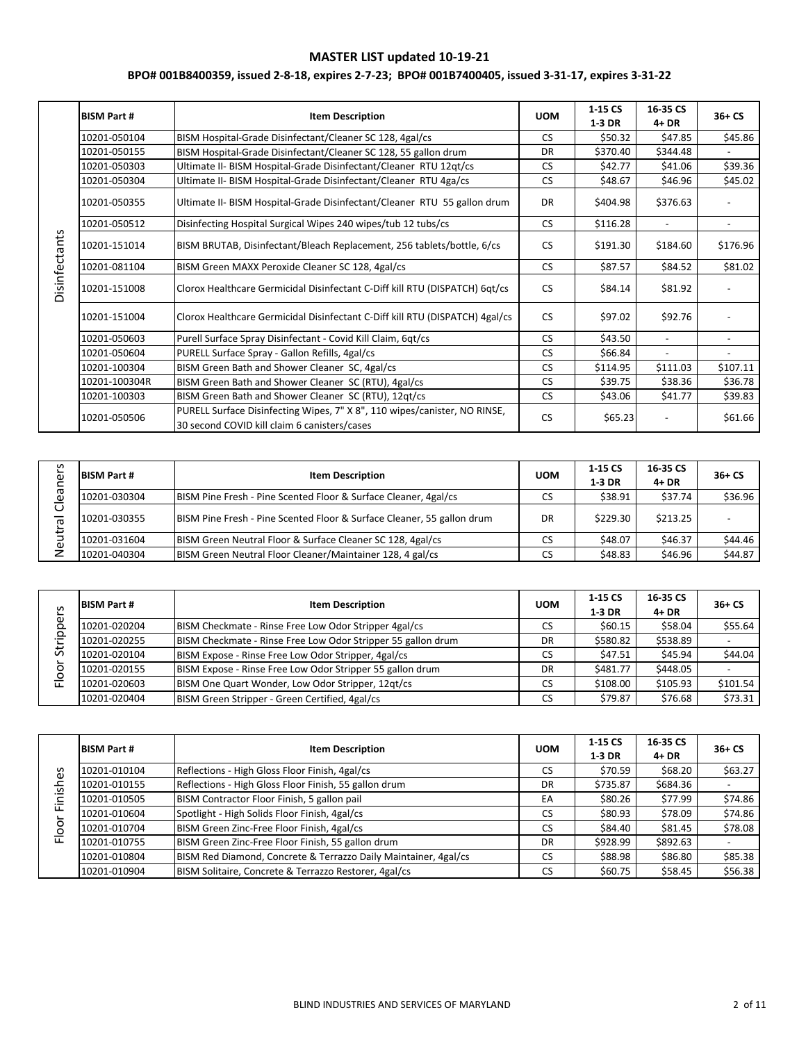# MASTER LIST updated 10-19-21

## BPO# 001B8400359, issued 2-8-18, expires 2-7-23; BPO# 001B7400405, issued 3-31-17, expires 3-31-22

| | BISM Part # | Item Description | UOM | 1-15 CS 1-3 DR | 16-35 CS 4+ DR | 36+ CS |
|---|---|---|---|---|---|---|
| Disinfectants | 10201-050104 | BISM Hospital-Grade Disinfectant/Cleaner SC 128, 4gal/cs | CS | $50.32 | $47.85 | $45.86 |
| | 10201-050155 | BISM Hospital-Grade Disinfectant/Cleaner SC 128, 55 gallon drum | DR | $370.40 | $344.48 | - |
| | 10201-050303 | Ultimate II- BISM Hospital-Grade Disinfectant/Cleaner RTU 12qt/cs | CS | $42.77 | $41.06 | $39.36 |
| | 10201-050304 | Ultimate II- BISM Hospital-Grade Disinfectant/Cleaner RTU 4ga/cs | CS | $48.67 | $46.96 | $45.02 |
| | 10201-050355 | Ultimate II- BISM Hospital-Grade Disinfectant/Cleaner RTU 55 gallon drum | DR | $404.98 | $376.63 | - |
| | 10201-050512 | Disinfecting Hospital Surgical Wipes 240 wipes/tub 12 tubs/cs | CS | $116.28 | - | - |
| | 10201-151014 | BISM BRUTAB, Disinfectant/Bleach Replacement, 256 tablets/bottle, 6/cs | CS | $191.30 | $184.60 | $176.96 |
| | 10201-081104 | BISM Green MAXX Peroxide Cleaner SC 128, 4gal/cs | CS | $87.57 | $84.52 | $81.02 |
| | 10201-151008 | Clorox Healthcare Germicidal Disinfectant C-Diff kill RTU (DISPATCH) 6qt/cs | CS | $84.14 | $81.92 | - |
| | 10201-151004 | Clorox Healthcare Germicidal Disinfectant C-Diff kill RTU (DISPATCH) 4gal/cs | CS | $97.02 | $92.76 | - |
| | 10201-050603 | Purell Surface Spray Disinfectant - Covid Kill Claim, 6qt/cs | CS | $43.50 | - | - |
| | 10201-050604 | PURELL Surface Spray - Gallon Refills, 4gal/cs | CS | $66.84 | - | - |
| | 10201-100304 | BISM Green Bath and Shower Cleaner SC, 4gal/cs | CS | $114.95 | $111.03 | $107.11 |
| | 10201-100304R | BISM Green Bath and Shower Cleaner SC (RTU), 4gal/cs | CS | $39.75 | $38.36 | $36.78 |
| | 10201-100303 | BISM Green Bath and Shower Cleaner SC (RTU), 12qt/cs | CS | $43.06 | $41.77 | $39.83 |
| | 10201-050506 | PURELL Surface Disinfecting Wipes, 7" X 8", 110 wipes/canister, NO RINSE, 30 second COVID kill claim 6 canisters/cases | CS | $65.23 | - | $61.66 |

| | BISM Part # | Item Description | UOM | 1-15 CS 1-3 DR | 16-35 CS 4+ DR | 36+ CS |
|---|---|---|---|---|---|---|
| Neutral Cleaners | 10201-030304 | BISM Pine Fresh - Pine Scented Floor & Surface Cleaner, 4gal/cs | CS | $38.91 | $37.74 | $36.96 |
| | 10201-030355 | BISM Pine Fresh - Pine Scented Floor & Surface Cleaner, 55 gallon drum | DR | $229.30 | $213.25 | - |
| | 10201-031604 | BISM Green Neutral Floor & Surface Cleaner SC 128, 4gal/cs | CS | $48.07 | $46.37 | $44.46 |
| | 10201-040304 | BISM Green Neutral Floor Cleaner/Maintainer 128, 4 gal/cs | CS | $48.83 | $46.96 | $44.87 |

| | BISM Part # | Item Description | UOM | 1-15 CS 1-3 DR | 16-35 CS 4+ DR | 36+ CS |
|---|---|---|---|---|---|---|
| Floor Strippers | 10201-020204 | BISM Checkmate - Rinse Free Low Odor Stripper 4gal/cs | CS | $60.15 | $58.04 | $55.64 |
| | 10201-020255 | BISM Checkmate - Rinse Free Low Odor Stripper 55 gallon drum | DR | $580.82 | $538.89 | - |
| | 10201-020104 | BISM Expose - Rinse Free Low Odor Stripper, 4gal/cs | CS | $47.51 | $45.94 | $44.04 |
| | 10201-020155 | BISM Expose - Rinse Free Low Odor Stripper 55 gallon drum | DR | $481.77 | $448.05 | - |
| | 10201-020603 | BISM One Quart Wonder, Low Odor Stripper, 12qt/cs | CS | $108.00 | $105.93 | $101.54 |
| | 10201-020404 | BISM Green Stripper - Green Certified, 4gal/cs | CS | $79.87 | $76.68 | $73.31 |

| | BISM Part # | Item Description | UOM | 1-15 CS 1-3 DR | 16-35 CS 4+ DR | 36+ CS |
|---|---|---|---|---|---|---|
| Floor Finishes | 10201-010104 | Reflections - High Gloss Floor Finish, 4gal/cs | CS | $70.59 | $68.20 | $63.27 |
| | 10201-010155 | Reflections - High Gloss Floor Finish, 55 gallon drum | DR | $735.87 | $684.36 | - |
| | 10201-010505 | BISM Contractor Floor Finish, 5 gallon pail | EA | $80.26 | $77.99 | $74.86 |
| | 10201-010604 | Spotlight - High Solids Floor Finish, 4gal/cs | CS | $80.93 | $78.09 | $74.86 |
| | 10201-010704 | BISM Green Zinc-Free Floor Finish, 4gal/cs | CS | $84.40 | $81.45 | $78.08 |
| | 10201-010755 | BISM Green Zinc-Free Floor Finish, 55 gallon drum | DR | $928.99 | $892.63 | - |
| | 10201-010804 | BISM Red Diamond, Concrete & Terrazzo Daily Maintainer, 4gal/cs | CS | $88.98 | $86.80 | $85.38 |
| | 10201-010904 | BISM Solitaire, Concrete & Terrazzo Restorer, 4gal/cs | CS | $60.75 | $58.45 | $56.38 |

BLIND INDUSTRIES AND SERVICES OF MARYLAND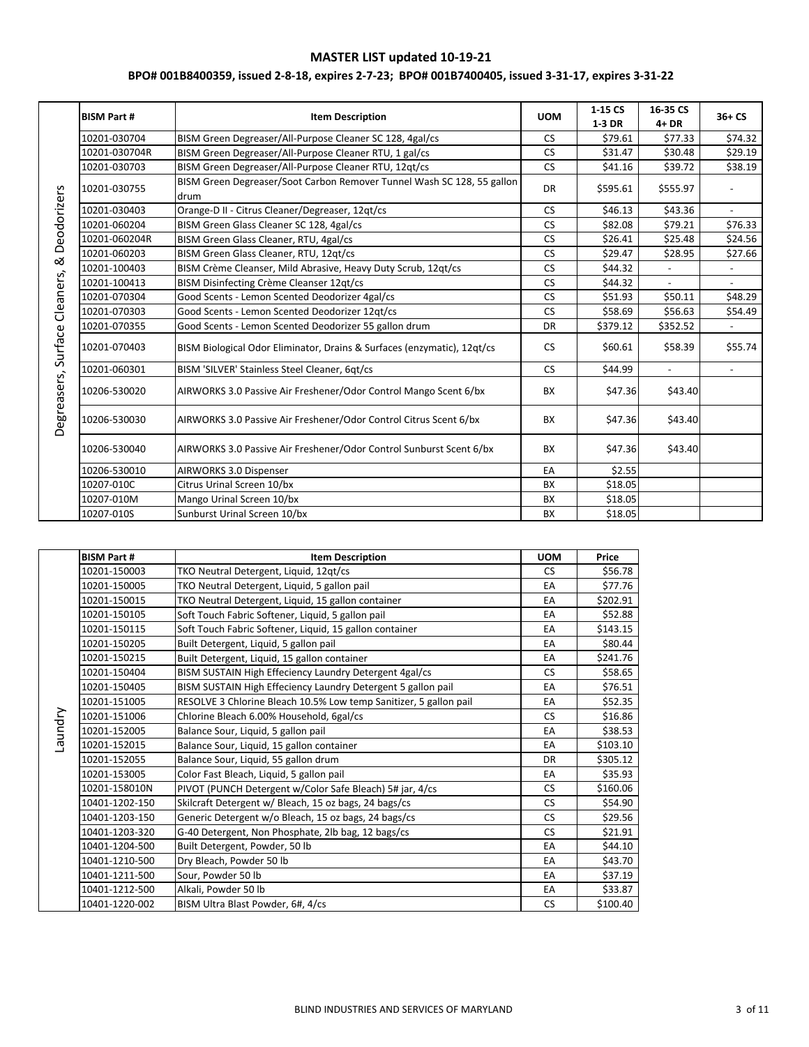**MASTER LIST updated 10-19-21**

**BPO# 001B8400359, issued 2-8-18, expires 2-7-23; BPO# 001B7400405, issued 3-31-17, expires 3-31-22**

| Category | BISM Part # | Item Description | UOM | 1-15 CS 1-3 DR | 16-35 CS 4+ DR | 36+ CS |
|---|---|---|---|---|---|---|
| Degreasers, Surface Cleaners, & Deodorizers | 10201-030704 | BISM Green Degreaser/All-Purpose Cleaner SC 128, 4gal/cs | CS | $79.61 | $77.33 | $74.32 |
| | 10201-030704R | BISM Green Degreaser/All-Purpose Cleaner RTU, 1 gal/cs | CS | $31.47 | $30.48 | $29.19 |
| | 10201-030703 | BISM Green Degreaser/All-Purpose Cleaner RTU, 12qt/cs | CS | $41.16 | $39.72 | $38.19 |
| | 10201-030755 | BISM Green Degreaser/Soot Carbon Remover Tunnel Wash SC 128, 55 gallon drum | DR | $595.61 | $555.97 | - |
| | 10201-030403 | Orange-D II - Citrus Cleaner/Degreaser, 12qt/cs | CS | $46.13 | $43.36 | - |
| | 10201-060204 | BISM Green Glass Cleaner SC 128, 4gal/cs | CS | $82.08 | $79.21 | $76.33 |
| | 10201-060204R | BISM Green Glass Cleaner, RTU, 4gal/cs | CS | $26.41 | $25.48 | $24.56 |
| | 10201-060203 | BISM Green Glass Cleaner, RTU, 12qt/cs | CS | $29.47 | $28.95 | $27.66 |
| | 10201-100403 | BISM Crème Cleanser, Mild Abrasive, Heavy Duty Scrub, 12qt/cs | CS | $44.32 | - | - |
| | 10201-100413 | BISM Disinfecting Crème Cleanser 12qt/cs | CS | $44.32 | - | - |
| | 10201-070304 | Good Scents - Lemon Scented Deodorizer 4gal/cs | CS | $51.93 | $50.11 | $48.29 |
| | 10201-070303 | Good Scents - Lemon Scented Deodorizer 12qt/cs | CS | $58.69 | $56.63 | $54.49 |
| | 10201-070355 | Good Scents - Lemon Scented Deodorizer 55 gallon drum | DR | $379.12 | $352.52 | - |
| | 10201-070403 | BISM Biological Odor Eliminator, Drains & Surfaces (enzymatic), 12qt/cs | CS | $60.61 | $58.39 | $55.74 |
| | 10201-060301 | BISM 'SILVER' Stainless Steel Cleaner, 6qt/cs | CS | $44.99 | - | - |
| | 10206-530020 | AIRWORKS 3.0 Passive Air Freshener/Odor Control Mango Scent 6/bx | BX | $47.36 | $43.40 | |
| | 10206-530030 | AIRWORKS 3.0 Passive Air Freshener/Odor Control Citrus Scent 6/bx | BX | $47.36 | $43.40 | |
| | 10206-530040 | AIRWORKS 3.0 Passive Air Freshener/Odor Control Sunburst Scent 6/bx | BX | $47.36 | $43.40 | |
| | 10206-530010 | AIRWORKS 3.0 Dispenser | EA | $2.55 | | |
| | 10207-010C | Citrus Urinal Screen 10/bx | BX | $18.05 | | |
| | 10207-010M | Mango Urinal Screen 10/bx | BX | $18.05 | | |
| | 10207-010S | Sunburst Urinal Screen 10/bx | BX | $18.05 | | |

| Category | BISM Part # | Item Description | UOM | Price |
|---|---|---|---|---|
| Laundry | 10201-150003 | TKO Neutral Detergent, Liquid, 12qt/cs | CS | $56.78 |
| | 10201-150005 | TKO Neutral Detergent, Liquid, 5 gallon pail | EA | $77.76 |
| | 10201-150015 | TKO Neutral Detergent, Liquid, 15 gallon container | EA | $202.91 |
| | 10201-150105 | Soft Touch Fabric Softener, Liquid, 5 gallon pail | EA | $52.88 |
| | 10201-150115 | Soft Touch Fabric Softener, Liquid, 15 gallon container | EA | $143.15 |
| | 10201-150205 | Built Detergent, Liquid, 5 gallon pail | EA | $80.44 |
| | 10201-150215 | Built Detergent, Liquid, 15 gallon container | EA | $241.76 |
| | 10201-150404 | BISM SUSTAIN High Effeciency Laundry Detergent 4gal/cs | CS | $58.65 |
| | 10201-150405 | BISM SUSTAIN High Effeciency Laundry Detergent 5 gallon pail | EA | $76.51 |
| | 10201-151005 | RESOLVE 3 Chlorine Bleach 10.5% Low temp Sanitizer, 5 gallon pail | EA | $52.35 |
| | 10201-151006 | Chlorine Bleach 6.00% Household, 6gal/cs | CS | $16.86 |
| | 10201-152005 | Balance Sour, Liquid, 5 gallon pail | EA | $38.53 |
| | 10201-152015 | Balance Sour, Liquid, 15 gallon container | EA | $103.10 |
| | 10201-152055 | Balance Sour, Liquid, 55 gallon drum | DR | $305.12 |
| | 10201-153005 | Color Fast Bleach, Liquid, 5 gallon pail | EA | $35.93 |
| | 10201-158010N | PIVOT (PUNCH Detergent w/Color Safe Bleach) 5# jar, 4/cs | CS | $160.06 |
| | 10401-1202-150 | Skilcraft Detergent w/ Bleach, 15 oz bags, 24 bags/cs | CS | $54.90 |
| | 10401-1203-150 | Generic Detergent w/o Bleach, 15 oz bags, 24 bags/cs | CS | $29.56 |
| | 10401-1203-320 | G-40 Detergent, Non Phosphate, 2lb bag, 12 bags/cs | CS | $21.91 |
| | 10401-1204-500 | Built Detergent, Powder, 50 lb | EA | $44.10 |
| | 10401-1210-500 | Dry Bleach, Powder 50 lb | EA | $43.70 |
| | 10401-1211-500 | Sour, Powder 50 lb | EA | $37.19 |
| | 10401-1212-500 | Alkali, Powder 50 lb | EA | $33.87 |
| | 10401-1220-002 | BISM Ultra Blast Powder, 6#, 4/cs | CS | $100.40 |

BLIND INDUSTRIES AND SERVICES OF MARYLAND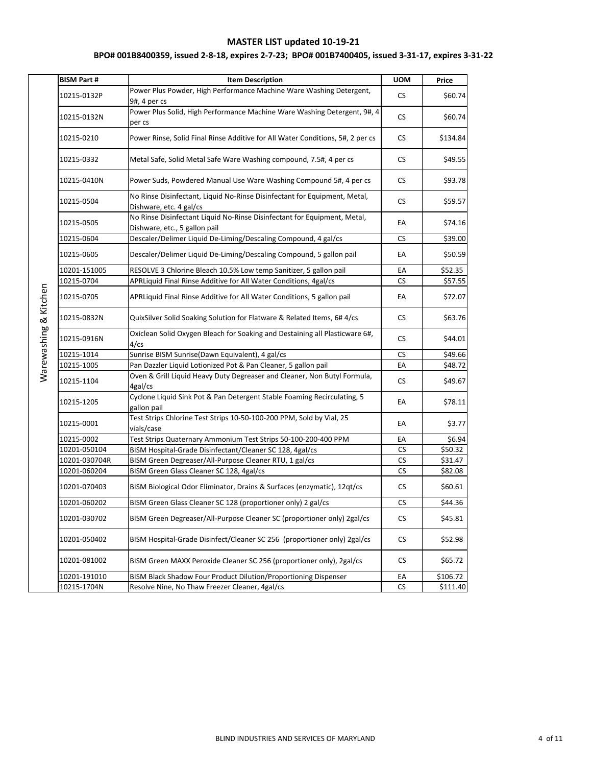# MASTER LIST updated 10-19-21

## BPO# 001B8400359, issued 2-8-18, expires 2-7-23; BPO# 001B7400405, issued 3-31-17, expires 3-31-22

| | BISM Part # | Item Description | UOM | Price |
|---|---|---|---|---|
| Warewashing & Kitchen | 10215-0132P | Power Plus Powder, High Performance Machine Ware Washing Detergent, 9#, 4 per cs | CS | $60.74 |
| | 10215-0132N | Power Plus Solid, High Performance Machine Ware Washing Detergent, 9#, 4 per cs | CS | $60.74 |
| | 10215-0210 | Power Rinse, Solid Final Rinse Additive for All Water Conditions, 5#, 2 per cs | CS | $134.84 |
| | 10215-0332 | Metal Safe, Solid Metal Safe Ware Washing compound, 7.5#, 4 per cs | CS | $49.55 |
| | 10215-0410N | Power Suds, Powdered Manual Use Ware Washing Compound 5#, 4 per cs | CS | $93.78 |
| | 10215-0504 | No Rinse Disinfectant, Liquid No-Rinse Disinfectant for Equipment, Metal, Dishware, etc. 4 gal/cs | CS | $59.57 |
| | 10215-0505 | No Rinse Disinfectant Liquid No-Rinse Disinfectant for Equipment, Metal, Dishware, etc., 5 gallon pail | EA | $74.16 |
| | 10215-0604 | Descaler/Delimer Liquid De-Liming/Descaling Compound, 4 gal/cs | CS | $39.00 |
| | 10215-0605 | Descaler/Delimer Liquid De-Liming/Descaling Compound, 5 gallon pail | EA | $50.59 |
| | 10201-151005 | RESOLVE 3 Chlorine Bleach 10.5% Low temp Sanitizer, 5 gallon pail | EA | $52.35 |
| | 10215-0704 | APRLiquid Final Rinse Additive for All Water Conditions, 4gal/cs | CS | $57.55 |
| | 10215-0705 | APRLiquid Final Rinse Additive for All Water Conditions, 5 gallon pail | EA | $72.07 |
| | 10215-0832N | QuixSilver Solid Soaking Solution for Flatware & Related Items, 6# 4/cs | CS | $63.76 |
| | 10215-0916N | Oxiclean Solid Oxygen Bleach for Soaking and Destaining all Plasticware 6#, 4/cs | CS | $44.01 |
| | 10215-1014 | Sunrise BISM Sunrise(Dawn Equivalent), 4 gal/cs | CS | $49.66 |
| | 10215-1005 | Pan Dazzler Liquid Lotionized Pot & Pan Cleaner, 5 gallon pail | EA | $48.72 |
| | 10215-1104 | Oven & Grill Liquid Heavy Duty Degreaser and Cleaner, Non Butyl Formula, 4gal/cs | CS | $49.67 |
| | 10215-1205 | Cyclone Liquid Sink Pot & Pan Detergent Stable Foaming Recirculating, 5 gallon pail | EA | $78.11 |
| | 10215-0001 | Test Strips Chlorine Test Strips 10-50-100-200 PPM, Sold by Vial, 25 vials/case | EA | $3.77 |
| | 10215-0002 | Test Strips Quaternary Ammonium Test Strips 50-100-200-400 PPM | EA | $6.94 |
| | 10201-050104 | BISM Hospital-Grade Disinfectant/Cleaner SC 128, 4gal/cs | CS | $50.32 |
| | 10201-030704R | BISM Green Degreaser/All-Purpose Cleaner RTU, 1 gal/cs | CS | $31.47 |
| | 10201-060204 | BISM Green Glass Cleaner SC 128, 4gal/cs | CS | $82.08 |
| | 10201-070403 | BISM Biological Odor Eliminator, Drains & Surfaces (enzymatic), 12qt/cs | CS | $60.61 |
| | 10201-060202 | BISM Green Glass Cleaner SC 128 (proportioner only) 2 gal/cs | CS | $44.36 |
| | 10201-030702 | BISM Green Degreaser/All-Purpose Cleaner SC (proportioner only) 2gal/cs | CS | $45.81 |
| | 10201-050402 | BISM Hospital-Grade Disinfect/Cleaner SC 256 (proportioner only) 2gal/cs | CS | $52.98 |
| | 10201-081002 | BISM Green MAXX Peroxide Cleaner SC 256 (proportioner only), 2gal/cs | CS | $65.72 |
| | 10201-191010 | BISM Black Shadow Four Product Dilution/Proportioning Dispenser | EA | $106.72 |
| | 10215-1704N | Resolve Nine, No Thaw Freezer Cleaner, 4gal/cs | CS | $111.40 |

BLIND INDUSTRIES AND SERVICES OF MARYLAND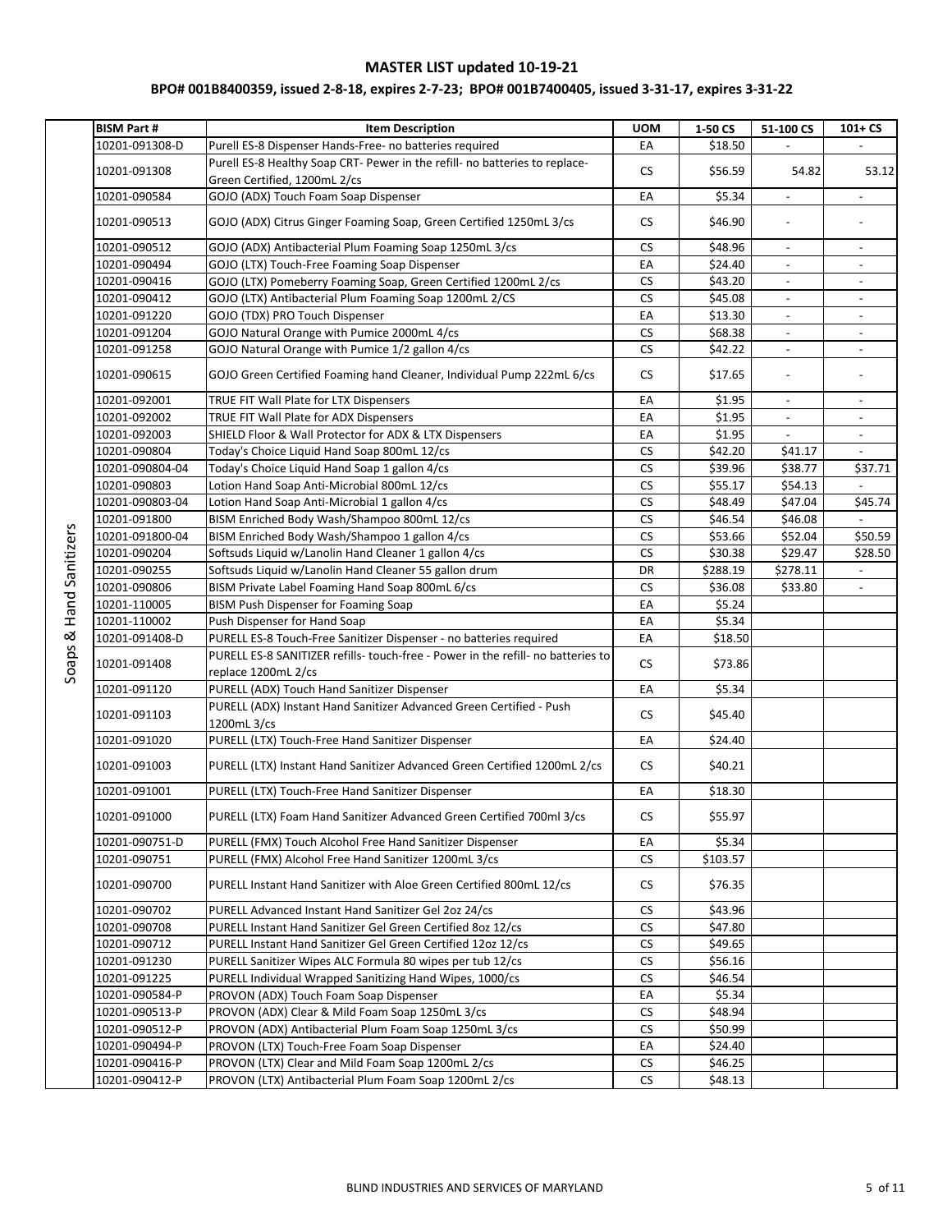# MASTER LIST updated 10-19-21

## BPO# 001B8400359, issued 2-8-18, expires 2-7-23; BPO# 001B7400405, issued 3-31-17, expires 3-31-22

| | BISM Part # | Item Description | UOM | 1-50 CS | 51-100 CS | 101+ CS |
|---|---|---|---|---|---|---|
| Soaps & Hand Sanitizers | 10201-091308-D | Purell ES-8 Dispenser Hands-Free- no batteries required | EA | $18.50 | - | - |
| | 10201-091308 | Purell ES-8 Healthy Soap CRT- Pewer in the refill- no batteries to replace- Green Certified, 1200mL 2/cs | CS | $56.59 | 54.82 | 53.12 |
| | 10201-090584 | GOJO (ADX) Touch Foam Soap Dispenser | EA | $5.34 | - | - |
| | 10201-090513 | GOJO (ADX) Citrus Ginger Foaming Soap, Green Certified 1250mL 3/cs | CS | $46.90 | - | - |
| | 10201-090512 | GOJO (ADX) Antibacterial Plum Foaming Soap 1250mL 3/cs | CS | $48.96 | - | - |
| | 10201-090494 | GOJO (LTX) Touch-Free Foaming Soap Dispenser | EA | $24.40 | - | - |
| | 10201-090416 | GOJO (LTX) Pomeberry Foaming Soap, Green Certified 1200mL 2/cs | CS | $43.20 | - | - |
| | 10201-090412 | GOJO (LTX) Antibacterial Plum Foaming Soap 1200mL 2/CS | CS | $45.08 | - | - |
| | 10201-091220 | GOJO (TDX) PRO Touch Dispenser | EA | $13.30 | - | - |
| | 10201-091204 | GOJO Natural Orange with Pumice 2000mL 4/cs | CS | $68.38 | - | - |
| | 10201-091258 | GOJO Natural Orange with Pumice 1/2 gallon 4/cs | CS | $42.22 | - | - |
| | 10201-090615 | GOJO Green Certified Foaming hand Cleaner, Individual Pump 222mL 6/cs | CS | $17.65 | - | - |
| | 10201-092001 | TRUE FIT Wall Plate for LTX Dispensers | EA | $1.95 | - | - |
| | 10201-092002 | TRUE FIT Wall Plate for ADX Dispensers | EA | $1.95 | - | - |
| | 10201-092003 | SHIELD Floor & Wall Protector for ADX & LTX Dispensers | EA | $1.95 | - | - |
| | 10201-090804 | Today's Choice Liquid Hand Soap 800mL 12/cs | CS | $42.20 | $41.17 | - |
| | 10201-090804-04 | Today's Choice Liquid Hand Soap 1 gallon 4/cs | CS | $39.96 | $38.77 | $37.71 |
| | 10201-090803 | Lotion Hand Soap Anti-Microbial 800mL 12/cs | CS | $55.17 | $54.13 | - |
| | 10201-090803-04 | Lotion Hand Soap Anti-Microbial 1 gallon 4/cs | CS | $48.49 | $47.04 | $45.74 |
| | 10201-091800 | BISM Enriched Body Wash/Shampoo 800mL 12/cs | CS | $46.54 | $46.08 | - |
| | 10201-091800-04 | BISM Enriched Body Wash/Shampoo 1 gallon 4/cs | CS | $53.66 | $52.04 | $50.59 |
| | 10201-090204 | Softsuds Liquid w/Lanolin Hand Cleaner 1 gallon 4/cs | CS | $30.38 | $29.47 | $28.50 |
| | 10201-090255 | Softsuds Liquid w/Lanolin Hand Cleaner 55 gallon drum | DR | $288.19 | $278.11 | - |
| | 10201-090806 | BISM Private Label Foaming Hand Soap 800mL 6/cs | CS | $36.08 | $33.80 | - |
| | 10201-110005 | BISM Push Dispenser for Foaming Soap | EA | $5.24 | | |
| | 10201-110002 | Push Dispenser for Hand Soap | EA | $5.34 | | |
| | 10201-091408-D | PURELL ES-8 Touch-Free Sanitizer Dispenser - no batteries required | EA | $18.50 | | |
| | 10201-091408 | PURELL ES-8 SANITIZER refills- touch-free - Power in the refill- no batteries to replace 1200mL 2/cs | CS | $73.86 | | |
| | 10201-091120 | PURELL (ADX) Touch Hand Sanitizer Dispenser | EA | $5.34 | | |
| | 10201-091103 | PURELL (ADX) Instant Hand Sanitizer Advanced Green Certified - Push 1200mL 3/cs | CS | $45.40 | | |
| | 10201-091020 | PURELL (LTX) Touch-Free Hand Sanitizer Dispenser | EA | $24.40 | | |
| | 10201-091003 | PURELL (LTX) Instant Hand Sanitizer Advanced Green Certified 1200mL 2/cs | CS | $40.21 | | |
| | 10201-091001 | PURELL (LTX) Touch-Free Hand Sanitizer Dispenser | EA | $18.30 | | |
| | 10201-091000 | PURELL (LTX) Foam Hand Sanitizer Advanced Green Certified 700ml 3/cs | CS | $55.97 | | |
| | 10201-090751-D | PURELL (FMX) Touch Alcohol Free Hand Sanitizer Dispenser | EA | $5.34 | | |
| | 10201-090751 | PURELL (FMX) Alcohol Free Hand Sanitizer 1200mL 3/cs | CS | $103.57 | | |
| | 10201-090700 | PURELL Instant Hand Sanitizer with Aloe Green Certified 800mL 12/cs | CS | $76.35 | | |
| | 10201-090702 | PURELL Advanced Instant Hand Sanitizer Gel 2oz 24/cs | CS | $43.96 | | |
| | 10201-090708 | PURELL Instant Hand Sanitizer Gel Green Certified 8oz 12/cs | CS | $47.80 | | |
| | 10201-090712 | PURELL Instant Hand Sanitizer Gel Green Certified 12oz 12/cs | CS | $49.65 | | |
| | 10201-091230 | PURELL Sanitizer Wipes ALC Formula 80 wipes per tub 12/cs | CS | $56.16 | | |
| | 10201-091225 | PURELL Individual Wrapped Sanitizing Hand Wipes, 1000/cs | CS | $46.54 | | |
| | 10201-090584-P | PROVON (ADX) Touch Foam Soap Dispenser | EA | $5.34 | | |
| | 10201-090513-P | PROVON (ADX) Clear & Mild Foam Soap 1250mL 3/cs | CS | $48.94 | | |
| | 10201-090512-P | PROVON (ADX) Antibacterial Plum Foam Soap 1250mL 3/cs | CS | $50.99 | | |
| | 10201-090494-P | PROVON (LTX) Touch-Free Foam Soap Dispenser | EA | $24.40 | | |
| | 10201-090416-P | PROVON (LTX) Clear and Mild Foam Soap 1200mL 2/cs | CS | $46.25 | | |
| | 10201-090412-P | PROVON (LTX) Antibacterial Plum Foam Soap 1200mL 2/cs | CS | $48.13 | | |

BLIND INDUSTRIES AND SERVICES OF MARYLAND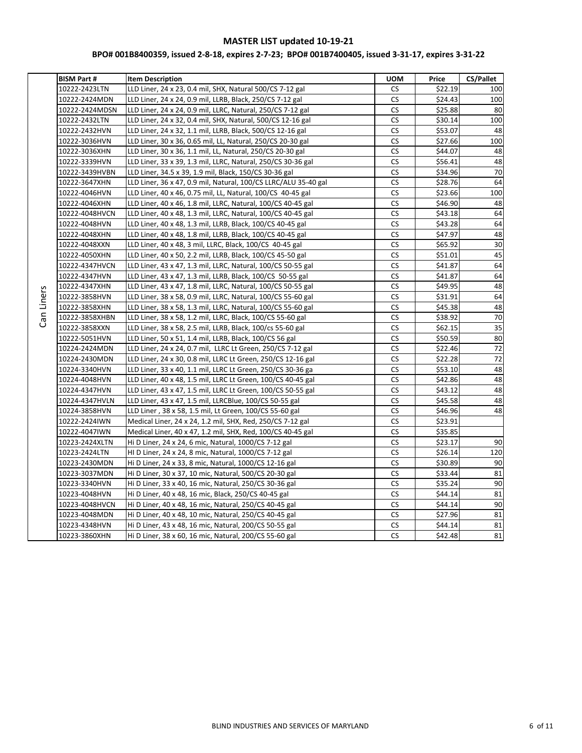## MASTER LIST updated 10-19-21

### BPO# 001B8400359, issued 2-8-18, expires 2-7-23; BPO# 001B7400405, issued 3-31-17, expires 3-31-22

| | BISM Part # | Item Description | UOM | Price | CS/Pallet |
|---|---|---|---|---|---|
| Can Liners | 10222-2423LTN | LLD Liner, 24 x 23, 0.4 mil, SHX, Natural 500/CS 7-12 gal | CS | $22.19 | 100 |
| | 10222-2424MDN | LLD Liner, 24 x 24, 0.9 mil, LLRB, Black, 250/CS 7-12 gal | CS | $24.43 | 100 |
| | 10222-2424MDSN | LLD Liner, 24 x 24, 0.9 mil, LLRC, Natural, 250/CS 7-12 gal | CS | $25.88 | 80 |
| | 10222-2432LTN | LLD Liner, 24 x 32, 0.4 mil, SHX, Natural, 500/CS 12-16 gal | CS | $30.14 | 100 |
| | 10222-2432HVN | LLD Liner, 24 x 32, 1.1 mil, LLRB, Black, 500/CS 12-16 gal | CS | $53.07 | 48 |
| | 10222-3036HVN | LLD Liner, 30 x 36, 0.65 mil, LL, Natural, 250/CS 20-30 gal | CS | $27.66 | 100 |
| | 10222-3036XHN | LLD Liner, 30 x 36, 1.1 mil, LL, Natural, 250/CS 20-30 gal | CS | $44.07 | 48 |
| | 10222-3339HVN | LLD Liner, 33 x 39, 1.3 mil, LLRC, Natural, 250/CS 30-36 gal | CS | $56.41 | 48 |
| | 10222-3439HVBN | LLD Liner, 34.5 x 39, 1.9 mil, Black, 150/CS 30-36 gal | CS | $34.96 | 70 |
| | 10222-3647XHN | LLD Liner, 36 x 47, 0.9 mil, Natural, 100/CS LLRC/ALU 35-40 gal | CS | $28.76 | 64 |
| | 10222-4046HVN | LLD Liner, 40 x 46, 0.75 mil, LL, Natural, 100/CS 40-45 gal | CS | $23.66 | 100 |
| | 10222-4046XHN | LLD Liner, 40 x 46, 1.8 mil, LLRC, Natural, 100/CS 40-45 gal | CS | $46.90 | 48 |
| | 10222-4048HVCN | LLD Liner, 40 x 48, 1.3 mil, LLRC, Natural, 100/CS 40-45 gal | CS | $43.18 | 64 |
| | 10222-4048HVN | LLD Liner, 40 x 48, 1.3 mil, LLRB, Black, 100/CS 40-45 gal | CS | $43.28 | 64 |
| | 10222-4048XHN | LLD Liner, 40 x 48, 1.8 mil, LLRB, Black, 100/CS 40-45 gal | CS | $47.97 | 48 |
| | 10222-4048XXN | LLD Liner, 40 x 48, 3 mil, LLRC, Black, 100/CS 40-45 gal | CS | $65.92 | 30 |
| | 10222-4050XHN | LLD Liner, 40 x 50, 2.2 mil, LLRB, Black, 100/CS 45-50 gal | CS | $51.01 | 45 |
| | 10222-4347HVCN | LLD Liner, 43 x 47, 1.3 mil, LLRC, Natural, 100/CS 50-55 gal | CS | $41.87 | 64 |
| | 10222-4347HVN | LLD Liner, 43 x 47, 1.3 mil, LLRB, Black, 100/CS 50-55 gal | CS | $41.87 | 64 |
| | 10222-4347XHN | LLD Liner, 43 x 47, 1.8 mil, LLRC, Natural, 100/CS 50-55 gal | CS | $49.95 | 48 |
| | 10222-3858HVN | LLD Liner, 38 x 58, 0.9 mil, LLRC, Natural, 100/CS 55-60 gal | CS | $31.91 | 64 |
| | 10222-3858XHN | LLD Liner, 38 x 58, 1.3 mil, LLRC, Natural, 100/CS 55-60 gal | CS | $45.38 | 48 |
| | 10222-3858XHBN | LLD Liner, 38 x 58, 1.2 mil, LLRC, Black, 100/CS 55-60 gal | CS | $38.92 | 70 |
| | 10222-3858XXN | LLD Liner, 38 x 58, 2.5 mil, LLRB, Black, 100/cs 55-60 gal | CS | $62.15 | 35 |
| | 10222-5051HVN | LLD Liner, 50 x 51, 1.4 mil, LLRB, Black, 100/CS 56 gal | CS | $50.59 | 80 |
| | 10224-2424MDN | LLD Liner, 24 x 24, 0.7 mil, LLRC Lt Green, 250/CS 7-12 gal | CS | $22.46 | 72 |
| | 10224-2430MDN | LLD Liner, 24 x 30, 0.8 mil, LLRC Lt Green, 250/CS 12-16 gal | CS | $22.28 | 72 |
| | 10224-3340HVN | LLD Liner, 33 x 40, 1.1 mil, LLRC Lt Green, 250/CS 30-36 ga | CS | $53.10 | 48 |
| | 10224-4048HVN | LLD Liner, 40 x 48, 1.5 mil, LLRC Lt Green, 100/CS 40-45 gal | CS | $42.86 | 48 |
| | 10224-4347HVN | LLD Liner, 43 x 47, 1.5 mil, LLRC Lt Green, 100/CS 50-55 gal | CS | $43.12 | 48 |
| | 10224-4347HVLN | LLD Liner, 43 x 47, 1.5 mil, LLRCBlue, 100/CS 50-55 gal | CS | $45.58 | 48 |
| | 10224-3858HVN | LLD Liner , 38 x 58, 1.5 mil, Lt Green, 100/CS 55-60 gal | CS | $46.96 | 48 |
| | 10222-2424IWN | Medical Liner, 24 x 24, 1.2 mil, SHX, Red, 250/CS 7-12 gal | CS | $23.91 | |
| | 10222-4047IWN | Medical Liner, 40 x 47, 1.2 mil, SHX, Red, 100/CS 40-45 gal | CS | $35.85 | |
| | 10223-2424XLTN | Hi D Liner, 24 x 24, 6 mic, Natural, 1000/CS 7-12 gal | CS | $23.17 | 90 |
| | 10223-2424LTN | HI D Liner, 24 x 24, 8 mic, Natural, 1000/CS 7-12 gal | CS | $26.14 | 120 |
| | 10223-2430MDN | Hi D Liner, 24 x 33, 8 mic, Natural, 1000/CS 12-16 gal | CS | $30.89 | 90 |
| | 10223-3037MDN | Hi D Liner, 30 x 37, 10 mic, Natural, 500/CS 20-30 gal | CS | $33.44 | 81 |
| | 10223-3340HVN | Hi D Liner, 33 x 40, 16 mic, Natural, 250/CS 30-36 gal | CS | $35.24 | 90 |
| | 10223-4048HVN | Hi D Liner, 40 x 48, 16 mic, Black, 250/CS 40-45 gal | CS | $44.14 | 81 |
| | 10223-4048HVCN | Hi D Liner, 40 x 48, 16 mic, Natural, 250/CS 40-45 gal | CS | $44.14 | 90 |
| | 10223-4048MDN | Hi D Liner, 40 x 48, 10 mic, Natural, 250/CS 40-45 gal | CS | $27.96 | 81 |
| | 10223-4348HVN | Hi D Liner, 43 x 48, 16 mic, Natural, 200/CS 50-55 gal | CS | $44.14 | 81 |
| | 10223-3860XHN | Hi D Liner, 38 x 60, 16 mic, Natural, 200/CS 55-60 gal | CS | $42.48 | 81 |

BLIND INDUSTRIES AND SERVICES OF MARYLAND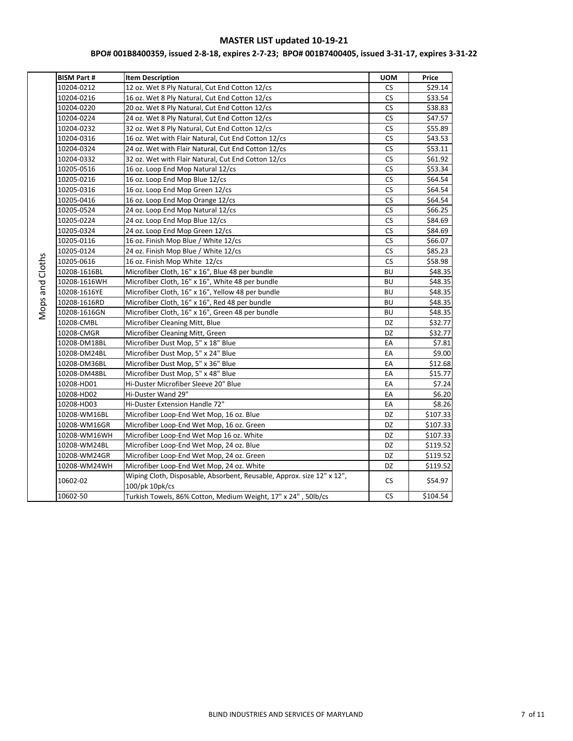# MASTER LIST updated 10-19-21

## BPO# 001B8400359, issued 2-8-18, expires 2-7-23; BPO# 001B7400405, issued 3-31-17, expires 3-31-22

| | BISM Part # | Item Description | UOM | Price |
|---|---|---|---|---|
| Mops and Cloths | 10204-0212 | 12 oz. Wet 8 Ply Natural, Cut End Cotton 12/cs | CS | $29.14 |
| | 10204-0216 | 16 oz. Wet 8 Ply Natural, Cut End Cotton 12/cs | CS | $33.54 |
| | 10204-0220 | 20 oz. Wet 8 Ply Natural, Cut End Cotton 12/cs | CS | $38.83 |
| | 10204-0224 | 24 oz. Wet 8 Ply Natural, Cut End Cotton 12/cs | CS | $47.57 |
| | 10204-0232 | 32 oz. Wet 8 Ply Natural, Cut End Cotton 12/cs | CS | $55.89 |
| | 10204-0316 | 16 oz. Wet with Flair Natural, Cut End Cotton 12/cs | CS | $43.53 |
| | 10204-0324 | 24 oz. Wet with Flair Natural, Cut End Cotton 12/cs | CS | $53.11 |
| | 10204-0332 | 32 oz. Wet with Flair Natural, Cut End Cotton 12/cs | CS | $61.92 |
| | 10205-0516 | 16 oz. Loop End Mop Natural 12/cs | CS | $53.34 |
| | 10205-0216 | 16 oz. Loop End Mop Blue 12/cs | CS | $64.54 |
| | 10205-0316 | 16 oz. Loop End Mop Green 12/cs | CS | $64.54 |
| | 10205-0416 | 16 oz. Loop End Mop Orange 12/cs | CS | $64.54 |
| | 10205-0524 | 24 oz. Loop End Mop Natural 12/cs | CS | $66.25 |
| | 10205-0224 | 24 oz. Loop End Mop Blue 12/cs | CS | $84.69 |
| | 10205-0324 | 24 oz. Loop End Mop Green 12/cs | CS | $84.69 |
| | 10205-0116 | 16 oz. Finish Mop Blue / White 12/cs | CS | $66.07 |
| | 10205-0124 | 24 oz. Finish Mop Blue / White 12/cs | CS | $85.23 |
| | 10205-0616 | 16 oz. Finish Mop White 12/cs | CS | $58.98 |
| | 10208-1616BL | Microfiber Cloth, 16" x 16", Blue 48 per bundle | BU | $48.35 |
| | 10208-1616WH | Microfiber Cloth, 16" x 16", White 48 per bundle | BU | $48.35 |
| | 10208-1616YE | Microfiber Cloth, 16" x 16", Yellow 48 per bundle | BU | $48.35 |
| | 10208-1616RD | Microfiber Cloth, 16" x 16", Red 48 per bundle | BU | $48.35 |
| | 10208-1616GN | Microfiber Cloth, 16" x 16", Green 48 per bundle | BU | $48.35 |
| | 10208-CMBL | Microfiber Cleaning Mitt, Blue | DZ | $32.77 |
| | 10208-CMGR | Microfiber Cleaning Mitt, Green | DZ | $32.77 |
| | 10208-DM18BL | Microfiber Dust Mop, 5" x 18" Blue | EA | $7.81 |
| | 10208-DM24BL | Microfiber Dust Mop, 5" x 24" Blue | EA | $9.00 |
| | 10208-DM36BL | Microfiber Dust Mop, 5" x 36" Blue | EA | $12.68 |
| | 10208-DM48BL | Microfiber Dust Mop, 5" x 48" Blue | EA | $15.77 |
| | 10208-HD01 | Hi-Duster Microfiber Sleeve 20" Blue | EA | $7.24 |
| | 10208-HD02 | Hi-Duster Wand 29" | EA | $6.20 |
| | 10208-HD03 | Hi-Duster Extension Handle 72" | EA | $8.26 |
| | 10208-WM16BL | Microfiber Loop-End Wet Mop, 16 oz. Blue | DZ | $107.33 |
| | 10208-WM16GR | Microfiber Loop-End Wet Mop, 16 oz. Green | DZ | $107.33 |
| | 10208-WM16WH | Microfiber Loop-End Wet Mop 16 oz. White | DZ | $107.33 |
| | 10208-WM24BL | Microfiber Loop-End Wet Mop, 24 oz. Blue | DZ | $119.52 |
| | 10208-WM24GR | Microfiber Loop-End Wet Mop, 24 oz. Green | DZ | $119.52 |
| | 10208-WM24WH | Microfiber Loop-End Wet Mop, 24 oz. White | DZ | $119.52 |
| | 10602-02 | Wiping Cloth, Disposable, Absorbent, Reusable, Approx. size 12" x 12", 100/pk 10pk/cs | CS | $54.97 |
| | 10602-50 | Turkish Towels, 86% Cotton, Medium Weight, 17" x 24" , 50lb/cs | CS | $104.54 |

BLIND INDUSTRIES AND SERVICES OF MARYLAND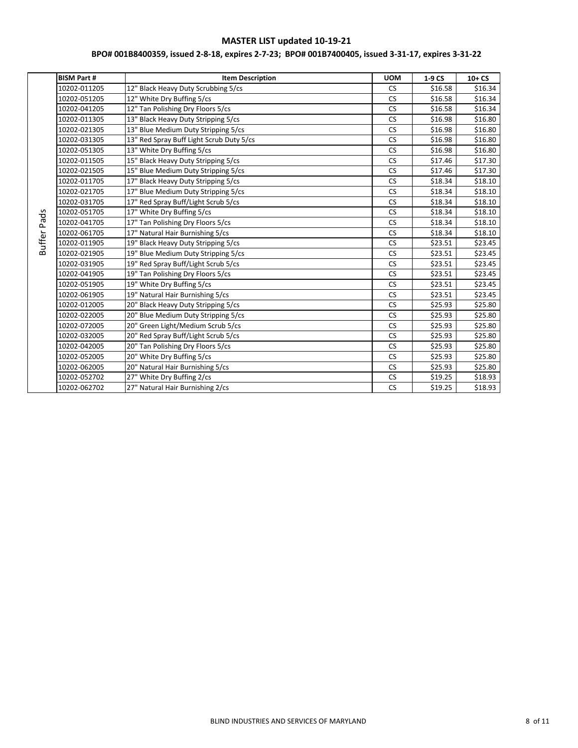# MASTER LIST updated 10-19-21

## BPO# 001B8400359, issued 2-8-18, expires 2-7-23; BPO# 001B7400405, issued 3-31-17, expires 3-31-22

| | BISM Part # | Item Description | UOM | 1-9 CS | 10+ CS |
|---|---|---|---|---|---|
| Buffer Pads | 10202-011205 | 12" Black Heavy Duty Scrubbing 5/cs | CS | $16.58 | $16.34 |
| | 10202-051205 | 12" White Dry Buffing 5/cs | CS | $16.58 | $16.34 |
| | 10202-041205 | 12" Tan Polishing Dry Floors 5/cs | CS | $16.58 | $16.34 |
| | 10202-011305 | 13" Black Heavy Duty Stripping 5/cs | CS | $16.98 | $16.80 |
| | 10202-021305 | 13" Blue Medium Duty Stripping 5/cs | CS | $16.98 | $16.80 |
| | 10202-031305 | 13" Red Spray Buff Light Scrub Duty 5/cs | CS | $16.98 | $16.80 |
| | 10202-051305 | 13" White Dry Buffing 5/cs | CS | $16.98 | $16.80 |
| | 10202-011505 | 15" Black Heavy Duty Stripping 5/cs | CS | $17.46 | $17.30 |
| | 10202-021505 | 15" Blue Medium Duty Stripping 5/cs | CS | $17.46 | $17.30 |
| | 10202-011705 | 17" Black Heavy Duty Stripping 5/cs | CS | $18.34 | $18.10 |
| | 10202-021705 | 17" Blue Medium Duty Stripping 5/cs | CS | $18.34 | $18.10 |
| | 10202-031705 | 17" Red Spray Buff/Light Scrub 5/cs | CS | $18.34 | $18.10 |
| | 10202-051705 | 17" White Dry Buffing 5/cs | CS | $18.34 | $18.10 |
| | 10202-041705 | 17" Tan Polishing Dry Floors 5/cs | CS | $18.34 | $18.10 |
| | 10202-061705 | 17" Natural Hair Burnishing 5/cs | CS | $18.34 | $18.10 |
| | 10202-011905 | 19" Black Heavy Duty Stripping 5/cs | CS | $23.51 | $23.45 |
| | 10202-021905 | 19" Blue Medium Duty Stripping 5/cs | CS | $23.51 | $23.45 |
| | 10202-031905 | 19" Red Spray Buff/Light Scrub 5/cs | CS | $23.51 | $23.45 |
| | 10202-041905 | 19" Tan Polishing Dry Floors 5/cs | CS | $23.51 | $23.45 |
| | 10202-051905 | 19" White Dry Buffing 5/cs | CS | $23.51 | $23.45 |
| | 10202-061905 | 19" Natural Hair Burnishing 5/cs | CS | $23.51 | $23.45 |
| | 10202-012005 | 20" Black Heavy Duty Stripping 5/cs | CS | $25.93 | $25.80 |
| | 10202-022005 | 20" Blue Medium Duty Stripping 5/cs | CS | $25.93 | $25.80 |
| | 10202-072005 | 20" Green Light/Medium Scrub 5/cs | CS | $25.93 | $25.80 |
| | 10202-032005 | 20" Red Spray Buff/Light Scrub 5/cs | CS | $25.93 | $25.80 |
| | 10202-042005 | 20" Tan Polishing Dry Floors 5/cs | CS | $25.93 | $25.80 |
| | 10202-052005 | 20" White Dry Buffing 5/cs | CS | $25.93 | $25.80 |
| | 10202-062005 | 20" Natural Hair Burnishing 5/cs | CS | $25.93 | $25.80 |
| | 10202-052702 | 27" White Dry Buffing 2/cs | CS | $19.25 | $18.93 |
| | 10202-062702 | 27" Natural Hair Burnishing 2/cs | CS | $19.25 | $18.93 |

BLIND INDUSTRIES AND SERVICES OF MARYLAND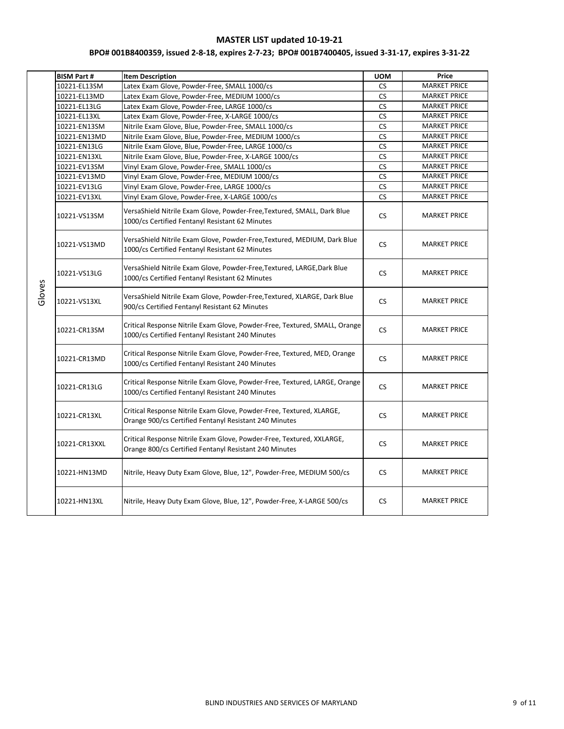**MASTER LIST updated 10-19-21**

**BPO# 001B8400359, issued 2-8-18, expires 2-7-23; BPO# 001B7400405, issued 3-31-17, expires 3-31-22**

| | BISM Part # | Item Description | UOM | Price |
|---|---|---|---|---|
| Gloves | 10221-EL13SM | Latex Exam Glove, Powder-Free, SMALL 1000/cs | CS | MARKET PRICE |
| | 10221-EL13MD | Latex Exam Glove, Powder-Free, MEDIUM 1000/cs | CS | MARKET PRICE |
| | 10221-EL13LG | Latex Exam Glove, Powder-Free, LARGE 1000/cs | CS | MARKET PRICE |
| | 10221-EL13XL | Latex Exam Glove, Powder-Free, X-LARGE 1000/cs | CS | MARKET PRICE |
| | 10221-EN13SM | Nitrile Exam Glove, Blue, Powder-Free, SMALL 1000/cs | CS | MARKET PRICE |
| | 10221-EN13MD | Nitrile Exam Glove, Blue, Powder-Free, MEDIUM 1000/cs | CS | MARKET PRICE |
| | 10221-EN13LG | Nitrile Exam Glove, Blue, Powder-Free, LARGE 1000/cs | CS | MARKET PRICE |
| | 10221-EN13XL | Nitrile Exam Glove, Blue, Powder-Free, X-LARGE 1000/cs | CS | MARKET PRICE |
| | 10221-EV13SM | Vinyl Exam Glove, Powder-Free, SMALL 1000/cs | CS | MARKET PRICE |
| | 10221-EV13MD | Vinyl Exam Glove, Powder-Free, MEDIUM 1000/cs | CS | MARKET PRICE |
| | 10221-EV13LG | Vinyl Exam Glove, Powder-Free, LARGE 1000/cs | CS | MARKET PRICE |
| | 10221-EV13XL | Vinyl Exam Glove, Powder-Free, X-LARGE 1000/cs | CS | MARKET PRICE |
| | 10221-VS13SM | VersaShield Nitrile Exam Glove, Powder-Free,Textured, SMALL, Dark Blue 1000/cs Certified Fentanyl Resistant 62 Minutes | CS | MARKET PRICE |
| | 10221-VS13MD | VersaShield Nitrile Exam Glove, Powder-Free,Textured, MEDIUM, Dark Blue 1000/cs Certified Fentanyl Resistant 62 Minutes | CS | MARKET PRICE |
| | 10221-VS13LG | VersaShield Nitrile Exam Glove, Powder-Free,Textured, LARGE,Dark Blue 1000/cs Certified Fentanyl Resistant 62 Minutes | CS | MARKET PRICE |
| | 10221-VS13XL | VersaShield Nitrile Exam Glove, Powder-Free,Textured, XLARGE, Dark Blue 900/cs Certified Fentanyl Resistant 62 Minutes | CS | MARKET PRICE |
| | 10221-CR13SM | Critical Response Nitrile Exam Glove, Powder-Free, Textured, SMALL, Orange 1000/cs Certified Fentanyl Resistant 240 Minutes | CS | MARKET PRICE |
| | 10221-CR13MD | Critical Response Nitrile Exam Glove, Powder-Free, Textured, MED, Orange 1000/cs Certified Fentanyl Resistant 240 Minutes | CS | MARKET PRICE |
| | 10221-CR13LG | Critical Response Nitrile Exam Glove, Powder-Free, Textured, LARGE, Orange 1000/cs Certified Fentanyl Resistant 240 Minutes | CS | MARKET PRICE |
| | 10221-CR13XL | Critical Response Nitrile Exam Glove, Powder-Free, Textured, XLARGE, Orange 900/cs Certified Fentanyl Resistant 240 Minutes | CS | MARKET PRICE |
| | 10221-CR13XXL | Critical Response Nitrile Exam Glove, Powder-Free, Textured, XXLARGE, Orange 800/cs Certified Fentanyl Resistant 240 Minutes | CS | MARKET PRICE |
| | 10221-HN13MD | Nitrile, Heavy Duty Exam Glove, Blue, 12", Powder-Free, MEDIUM 500/cs | CS | MARKET PRICE |
| | 10221-HN13XL | Nitrile, Heavy Duty Exam Glove, Blue, 12", Powder-Free, X-LARGE 500/cs | CS | MARKET PRICE |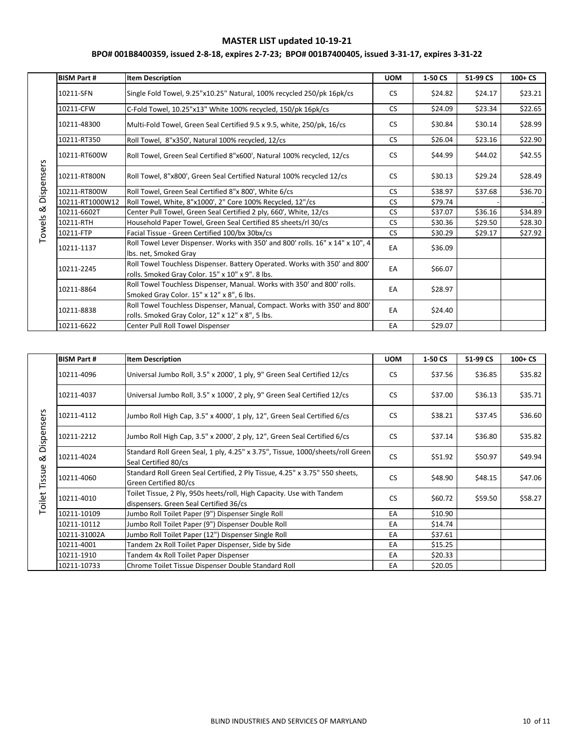# MASTER LIST updated 10-19-21

## BPO# 001B8400359, issued 2-8-18, expires 2-7-23; BPO# 001B7400405, issued 3-31-17, expires 3-31-22

| | BISM Part # | Item Description | UOM | 1-50 CS | 51-99 CS | 100+ CS |
|---|---|---|---|---|---|---|
| Towels & Dispensers | 10211-SFN | Single Fold Towel, 9.25"x10.25" Natural, 100% recycled 250/pk 16pk/cs | CS | $24.82 | $24.17 | $23.21 |
| | 10211-CFW | C-Fold Towel, 10.25"x13" White 100% recycled, 150/pk 16pk/cs | CS | $24.09 | $23.34 | $22.65 |
| | 10211-48300 | Multi-Fold Towel, Green Seal Certified 9.5 x 9.5, white, 250/pk, 16/cs | CS | $30.84 | $30.14 | $28.99 |
| | 10211-RT350 | Roll Towel, 8"x350', Natural 100% recycled, 12/cs | CS | $26.04 | $23.16 | $22.90 |
| | 10211-RT600W | Roll Towel, Green Seal Certified 8"x600', Natural 100% recycled, 12/cs | CS | $44.99 | $44.02 | $42.55 |
| | 10211-RT800N | Roll Towel, 8"x800', Green Seal Certified Natural 100% recycled 12/cs | CS | $30.13 | $29.24 | $28.49 |
| | 10211-RT800W | Roll Towel, Green Seal Certified 8"x 800', White 6/cs | CS | $38.97 | $37.68 | $36.70 |
| | 10211-RT1000W12 | Roll Towel, White, 8"x1000', 2" Core 100% Recycled, 12"/cs | CS | $79.74 | - | - |
| | 10211-6602T | Center Pull Towel, Green Seal Certified 2 ply, 660', White, 12/cs | CS | $37.07 | $36.16 | $34.89 |
| | 10211-RTH | Household Paper Towel, Green Seal Certified 85 sheets/rl 30/cs | CS | $30.36 | $29.50 | $28.30 |
| | 10211-FTP | Facial Tissue - Green Certified 100/bx 30bx/cs | CS | $30.29 | $29.17 | $27.92 |
| | 10211-1137 | Roll Towel Lever Dispenser. Works with 350' and 800' rolls. 16" x 14" x 10", 4 lbs. net, Smoked Gray | EA | $36.09 | | |
| | 10211-2245 | Roll Towel Touchless Dispenser. Battery Operated. Works with 350' and 800' rolls. Smoked Gray Color. 15" x 10" x 9". 8 lbs. | EA | $66.07 | | |
| | 10211-8864 | Roll Towel Touchless Dispenser, Manual. Works with 350' and 800' rolls. Smoked Gray Color. 15" x 12" x 8", 6 lbs. | EA | $28.97 | | |
| | 10211-8838 | Roll Towel Touchless Dispenser, Manual, Compact. Works with 350' and 800' rolls. Smoked Gray Color, 12" x 12" x 8", 5 lbs. | EA | $24.40 | | |
| | 10211-6622 | Center Pull Roll Towel Dispenser | EA | $29.07 | | |

| | BISM Part # | Item Description | UOM | 1-50 CS | 51-99 CS | 100+ CS |
|---|---|---|---|---|---|---|
| Toilet Tissue & Dispensers | 10211-4096 | Universal Jumbo Roll, 3.5" x 2000', 1 ply, 9" Green Seal Certified 12/cs | CS | $37.56 | $36.85 | $35.82 |
| | 10211-4037 | Universal Jumbo Roll, 3.5" x 1000', 2 ply, 9" Green Seal Certified 12/cs | CS | $37.00 | $36.13 | $35.71 |
| | 10211-4112 | Jumbo Roll High Cap, 3.5" x 4000', 1 ply, 12", Green Seal Certified 6/cs | CS | $38.21 | $37.45 | $36.60 |
| | 10211-2212 | Jumbo Roll High Cap, 3.5" x 2000', 2 ply, 12", Green Seal Certified 6/cs | CS | $37.14 | $36.80 | $35.82 |
| | 10211-4024 | Standard Roll Green Seal, 1 ply, 4.25" x 3.75", Tissue, 1000/sheets/roll Green Seal Certified 80/cs | CS | $51.92 | $50.97 | $49.94 |
| | 10211-4060 | Standard Roll Green Seal Certified, 2 Ply Tissue, 4.25" x 3.75" 550 sheets, Green Certified 80/cs | CS | $48.90 | $48.15 | $47.06 |
| | 10211-4010 | Toilet Tissue, 2 Ply, 950s heets/roll, High Capacity. Use with Tandem dispensers. Green Seal Certified 36/cs | CS | $60.72 | $59.50 | $58.27 |
| | 10211-10109 | Jumbo Roll Toilet Paper (9") Dispenser Single Roll | EA | $10.90 | | |
| | 10211-10112 | Jumbo Roll Toilet Paper (9") Dispenser Double Roll | EA | $14.74 | | |
| | 10211-31002A | Jumbo Roll Toilet Paper (12") Dispenser Single Roll | EA | $37.61 | | |
| | 10211-4001 | Tandem 2x Roll Toilet Paper Dispenser, Side by Side | EA | $15.25 | | |
| | 10211-1910 | Tandem 4x Roll Toilet Paper Dispenser | EA | $20.33 | | |
| | 10211-10733 | Chrome Toilet Tissue Dispenser Double Standard Roll | EA | $20.05 | | |

BLIND INDUSTRIES AND SERVICES OF MARYLAND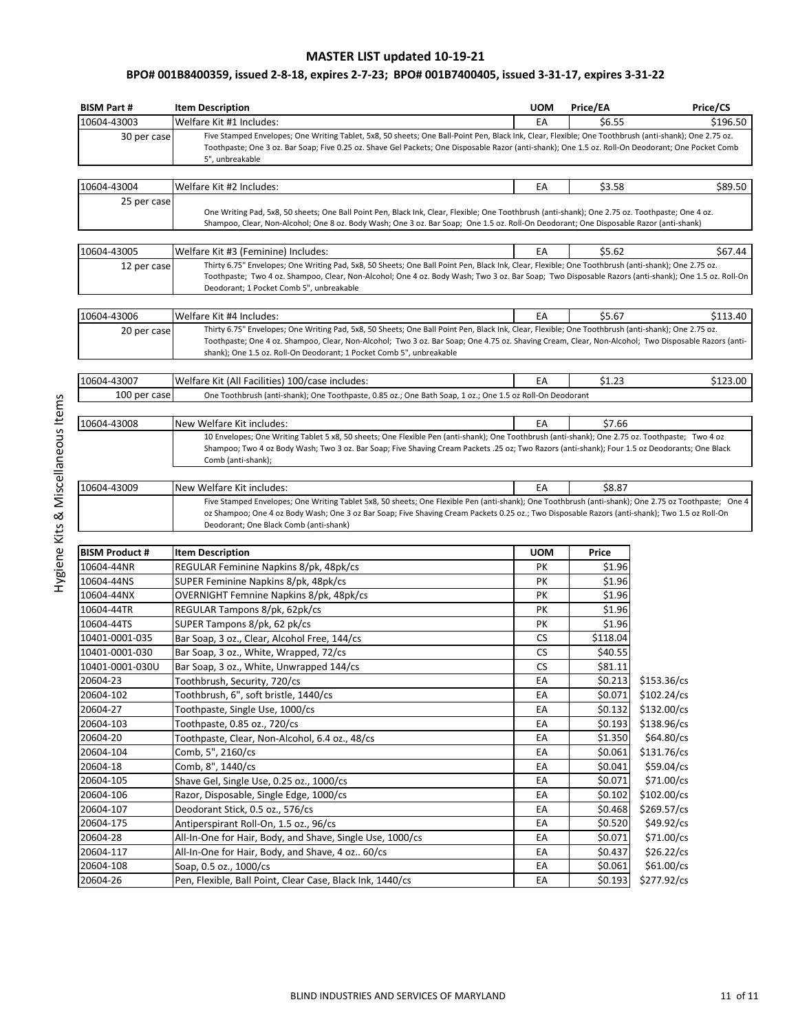# MASTER LIST updated 10-19-21

## BPO# 001B8400359, issued 2-8-18, expires 2-7-23; BPO# 001B7400405, issued 3-31-17, expires 3-31-22

Hygiene Kits & Miscellaneous Items

| BISM Part # | Item Description | UOM | Price/EA | Price/CS |
|---|---|---|---|---|
| 10604-43003 | Welfare Kit #1 Includes: | EA | $6.55 | $196.50 |
| 30 per case | Five Stamped Envelopes; One Writing Tablet, 5x8, 50 sheets; One Ball-Point Pen, Black Ink, Clear, Flexible; One Toothbrush (anti-shank); One 2.75 oz. Toothpaste; One 3 oz. Bar Soap; Five 0.25 oz. Shave Gel Packets; One Disposable Razor (anti-shank); One 1.5 oz. Roll-On Deodorant; One Pocket Comb 5", unbreakable | | | |
| 10604-43004 | Welfare Kit #2 Includes: | EA | $3.58 | $89.50 |
| 25 per case | One Writing Pad, 5x8, 50 sheets; One Ball Point Pen, Black Ink, Clear, Flexible; One Toothbrush (anti-shank); One 2.75 oz. Toothpaste; One 4 oz. Shampoo, Clear, Non-Alcohol; One 8 oz. Body Wash; One 3 oz. Bar Soap; One 1.5 oz. Roll-On Deodorant; One Disposable Razor (anti-shank) | | | |
| 10604-43005 | Welfare Kit #3 (Feminine) Includes: | EA | $5.62 | $67.44 |
| 12 per case | Thirty 6.75" Envelopes; One Writing Pad, 5x8, 50 Sheets; One Ball Point Pen, Black Ink, Clear, Flexible; One Toothbrush (anti-shank); One 2.75 oz. Toothpaste; Two 4 oz. Shampoo, Clear, Non-Alcohol; One 4 oz. Body Wash; Two 3 oz. Bar Soap; Two Disposable Razors (anti-shank); One 1.5 oz. Roll-On Deodorant; 1 Pocket Comb 5", unbreakable | | | |
| 10604-43006 | Welfare Kit #4 Includes: | EA | $5.67 | $113.40 |
| 20 per case | Thirty 6.75" Envelopes; One Writing Pad, 5x8, 50 Sheets; One Ball Point Pen, Black Ink, Clear, Flexible; One Toothbrush (anti-shank); One 2.75 oz. Toothpaste; One 4 oz. Shampoo, Clear, Non-Alcohol; Two 3 oz. Bar Soap; One 4.75 oz. Shaving Cream, Clear, Non-Alcohol; Two Disposable Razors (anti-shank); One 1.5 oz. Roll-On Deodorant; 1 Pocket Comb 5", unbreakable | | | |
| 10604-43007 | Welfare Kit (All Facilities) 100/case includes: | EA | $1.23 | $123.00 |
| 100 per case | One Toothbrush (anti-shank); One Toothpaste, 0.85 oz.; One Bath Soap, 1 oz.; One 1.5 oz Roll-On Deodorant | | | |
| 10604-43008 | New Welfare Kit includes: | EA | $7.66 | |
| | 10 Envelopes; One Writing Tablet 5 x8, 50 sheets; One Flexible Pen (anti-shank); One Toothbrush (anti-shank); One 2.75 oz. Toothpaste; Two 4 oz Shampoo; Two 4 oz Body Wash; Two 3 oz. Bar Soap; Five Shaving Cream Packets .25 oz; Two Razors (anti-shank); Four 1.5 oz Deodorants; One Black Comb (anti-shank); | | | |
| 10604-43009 | New Welfare Kit includes: | EA | $8.87 | |
| | Five Stamped Envelopes; One Writing Tablet 5x8, 50 sheets; One Flexible Pen (anti-shank); One Toothbrush (anti-shank); One 2.75 oz Toothpaste; One 4 oz Shampoo; One 4 oz Body Wash; One 3 oz Bar Soap; Five Shaving Cream Packets 0.25 oz.; Two Disposable Razors (anti-shank); Two 1.5 oz Roll-On Deodorant; One Black Comb (anti-shank) | | | |

| BISM Product # | Item Description | UOM | Price | |
|---|---|---|---|---|
| 10604-44NR | REGULAR Feminine Napkins 8/pk, 48pk/cs | PK | $1.96 | |
| 10604-44NS | SUPER Feminine Napkins 8/pk, 48pk/cs | PK | $1.96 | |
| 10604-44NX | OVERNIGHT Femnine Napkins 8/pk, 48pk/cs | PK | $1.96 | |
| 10604-44TR | REGULAR Tampons 8/pk, 62pk/cs | PK | $1.96 | |
| 10604-44TS | SUPER Tampons 8/pk, 62 pk/cs | PK | $1.96 | |
| 10401-0001-035 | Bar Soap, 3 oz., Clear, Alcohol Free, 144/cs | CS | $118.04 | |
| 10401-0001-030 | Bar Soap, 3 oz., White, Wrapped, 72/cs | CS | $40.55 | |
| 10401-0001-030U | Bar Soap, 3 oz., White, Unwrapped 144/cs | CS | $81.11 | |
| 20604-23 | Toothbrush, Security, 720/cs | EA | $0.213 | $153.36/cs |
| 20604-102 | Toothbrush, 6", soft bristle, 1440/cs | EA | $0.071 | $102.24/cs |
| 20604-27 | Toothpaste, Single Use, 1000/cs | EA | $0.132 | $132.00/cs |
| 20604-103 | Toothpaste, 0.85 oz., 720/cs | EA | $0.193 | $138.96/cs |
| 20604-20 | Toothpaste, Clear, Non-Alcohol, 6.4 oz., 48/cs | EA | $1.350 | $64.80/cs |
| 20604-104 | Comb, 5", 2160/cs | EA | $0.061 | $131.76/cs |
| 20604-18 | Comb, 8", 1440/cs | EA | $0.041 | $59.04/cs |
| 20604-105 | Shave Gel, Single Use, 0.25 oz., 1000/cs | EA | $0.071 | $71.00/cs |
| 20604-106 | Razor, Disposable, Single Edge, 1000/cs | EA | $0.102 | $102.00/cs |
| 20604-107 | Deodorant Stick, 0.5 oz., 576/cs | EA | $0.468 | $269.57/cs |
| 20604-175 | Antiperspirant Roll-On, 1.5 oz., 96/cs | EA | $0.520 | $49.92/cs |
| 20604-28 | All-In-One for Hair, Body, and Shave, Single Use, 1000/cs | EA | $0.071 | $71.00/cs |
| 20604-117 | All-In-One for Hair, Body, and Shave, 4 oz.. 60/cs | EA | $0.437 | $26.22/cs |
| 20604-108 | Soap, 0.5 oz., 1000/cs | EA | $0.061 | $61.00/cs |
| 20604-26 | Pen, Flexible, Ball Point, Clear Case, Black Ink, 1440/cs | EA | $0.193 | $277.92/cs |

BLIND INDUSTRIES AND SERVICES OF MARYLAND